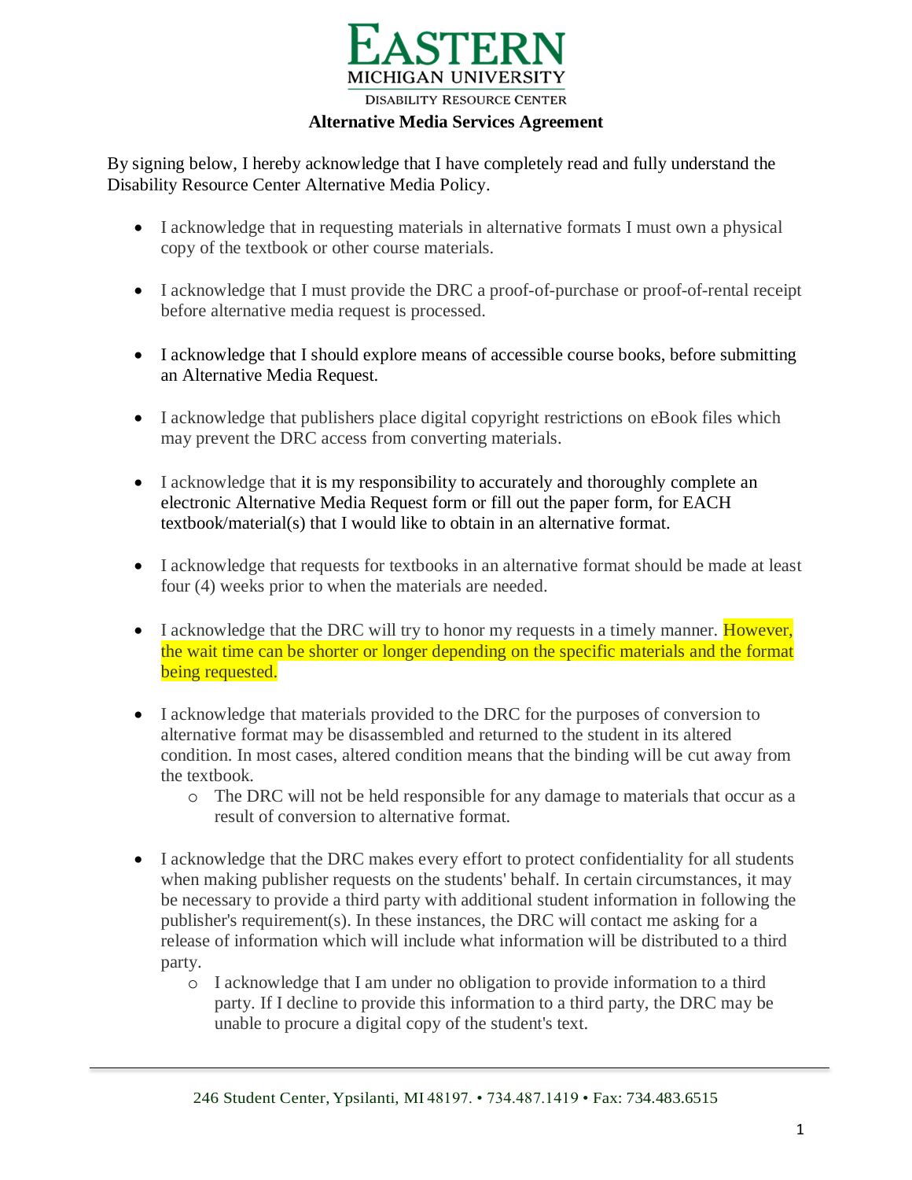# EASTERN MICHIGAN UNIVERSITY

DISABILITY RESOURCE CENTER

## Alternative Media Services Agreement

By signing below, I hereby acknowledge that I have completely read and fully understand the Disability Resource Center Alternative Media Policy.

- I acknowledge that in requesting materials in alternative formats I must own a physical copy of the textbook or other course materials.

- I acknowledge that I must provide the DRC a proof-of-purchase or proof-of-rental receipt before alternative media request is processed.

- I acknowledge that I should explore means of accessible course books, before submitting an Alternative Media Request.

- I acknowledge that publishers place digital copyright restrictions on eBook files which may prevent the DRC access from converting materials.

- I acknowledge that it is my responsibility to accurately and thoroughly complete an electronic Alternative Media Request form or fill out the paper form, for EACH textbook/material(s) that I would like to obtain in an alternative format.

- I acknowledge that requests for textbooks in an alternative format should be made at least four (4) weeks prior to when the materials are needed.

- I acknowledge that the DRC will try to honor my requests in a timely manner. However, the wait time can be shorter or longer depending on the specific materials and the format being requested.

- I acknowledge that materials provided to the DRC for the purposes of conversion to alternative format may be disassembled and returned to the student in its altered condition. In most cases, altered condition means that the binding will be cut away from the textbook.
  - The DRC will not be held responsible for any damage to materials that occur as a result of conversion to alternative format.

- I acknowledge that the DRC makes every effort to protect confidentiality for all students when making publisher requests on the students' behalf. In certain circumstances, it may be necessary to provide a third party with additional student information in following the publisher's requirement(s). In these instances, the DRC will contact me asking for a release of information which will include what information will be distributed to a third party.
  - I acknowledge that I am under no obligation to provide information to a third party. If I decline to provide this information to a third party, the DRC may be unable to procure a digital copy of the student's text.

246 Student Center, Ypsilanti, MI 48197. • 734.487.1419 • Fax: 734.483.6515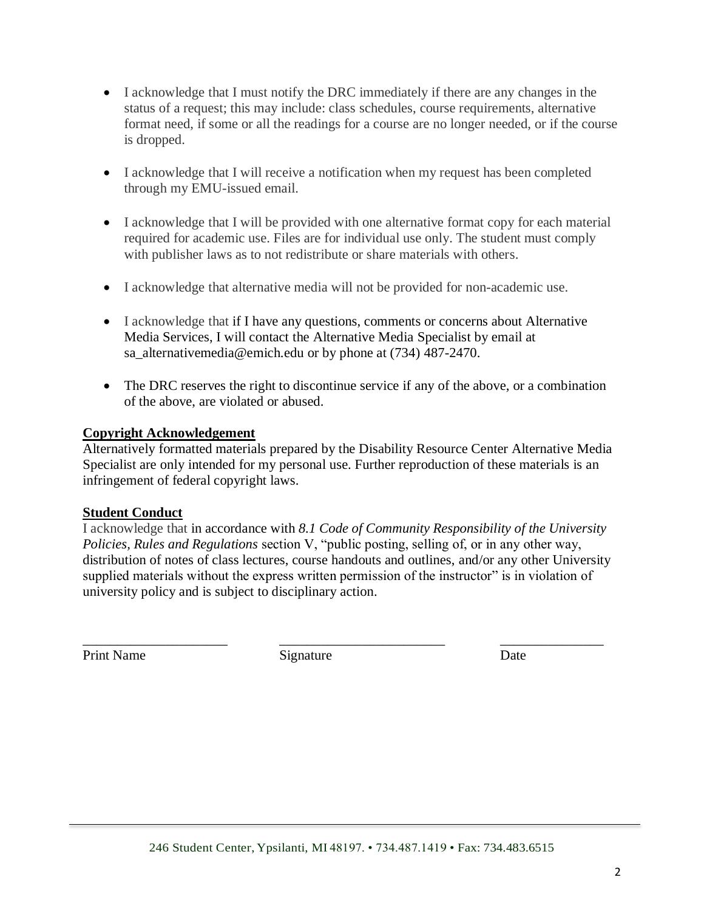- I acknowledge that I must notify the DRC immediately if there are any changes in the status of a request; this may include: class schedules, course requirements, alternative format need, if some or all the readings for a course are no longer needed, or if the course is dropped.

- I acknowledge that I will receive a notification when my request has been completed through my EMU-issued email.

- I acknowledge that I will be provided with one alternative format copy for each material required for academic use. Files are for individual use only. The student must comply with publisher laws as to not redistribute or share materials with others.

- I acknowledge that alternative media will not be provided for non-academic use.

- I acknowledge that if I have any questions, comments or concerns about Alternative Media Services, I will contact the Alternative Media Specialist by email at sa_alternativemedia@emich.edu or by phone at (734) 487-2470.

- The DRC reserves the right to discontinue service if any of the above, or a combination of the above, are violated or abused.

**Copyright Acknowledgement**

Alternatively formatted materials prepared by the Disability Resource Center Alternative Media Specialist are only intended for my personal use. Further reproduction of these materials is an infringement of federal copyright laws.

**Student Conduct**

I acknowledge that in accordance with *8.1 Code of Community Responsibility of the University Policies, Rules and Regulations* section V, "public posting, selling of, or in any other way, distribution of notes of class lectures, course handouts and outlines, and/or any other University supplied materials without the express written permission of the instructor" is in violation of university policy and is subject to disciplinary action.

_____________________ _________________________ _______________

Print Name Signature Date

246 Student Center, Ypsilanti, MI 48197. • 734.487.1419 • Fax: 734.483.6515